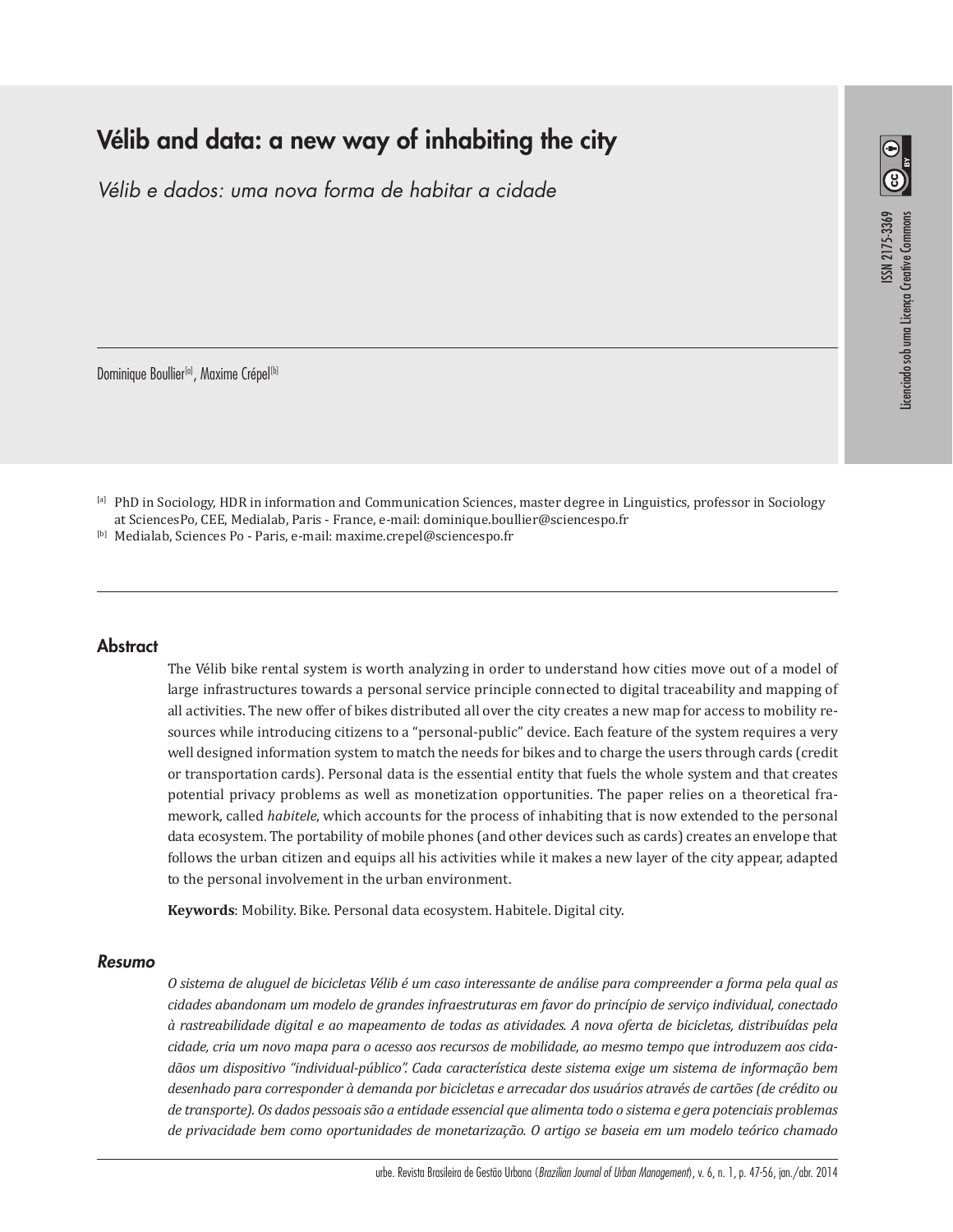# Vélib and data: a new way of inhabiting the city

*Vélib e dados: uma nova forma de habitar a cidade*

Dominique Boullier[a], Maxime Crépel[b]

[a] PhD in Sociology, HDR in information and Communication Sciences, master degree in Linguistics, professor in Sociology at SciencesPo, CEE, Medialab, Paris - France, e-mail: dominique.boullier@sciencespo.fr

[b] Medialab, Sciences Po - Paris, e-mail: maxime.crepel@sciencespo.fr

ISSN 2175-3369

Licenciado sob uma Licença Creative Commons

## Abstract

The Vélib bike rental system is worth analyzing in order to understand how cities move out of a model of large infrastructures towards a personal service principle connected to digital traceability and mapping of all activities. The new offer of bikes distributed all over the city creates a new map for access to mobility resources while introducing citizens to a "personal-public" device. Each feature of the system requires a very well designed information system to match the needs for bikes and to charge the users through cards (credit or transportation cards). Personal data is the essential entity that fuels the whole system and that creates potential privacy problems as well as monetization opportunities. The paper relies on a theoretical framework, called *habitele*, which accounts for the process of inhabiting that is now extended to the personal data ecosystem. The portability of mobile phones (and other devices such as cards) creates an envelope that follows the urban citizen and equips all his activities while it makes a new layer of the city appear, adapted to the personal involvement in the urban environment.

**Keywords**: Mobility. Bike. Personal data ecosystem. Habitele. Digital city.

## *Resumo*

*O sistema de aluguel de bicicletas Vélib é um caso interessante de análise para compreender a forma pela qual as cidades abandonam um modelo de grandes infraestruturas em favor do princípio de serviço individual, conectado à rastreabilidade digital e ao mapeamento de todas as atividades. A nova oferta de bicicletas, distribuídas pela cidade, cria um novo mapa para o acesso aos recursos de mobilidade, ao mesmo tempo que introduzem aos cidadãos um dispositivo "individual-público". Cada característica deste sistema exige um sistema de informação bem desenhado para corresponder à demanda por bicicletas e arrecadar dos usuários através de cartões (de crédito ou de transporte). Os dados pessoais são a entidade essencial que alimenta todo o sistema e gera potenciais problemas de privacidade bem como oportunidades de monetarização. O artigo se baseia em um modelo teórico chamado*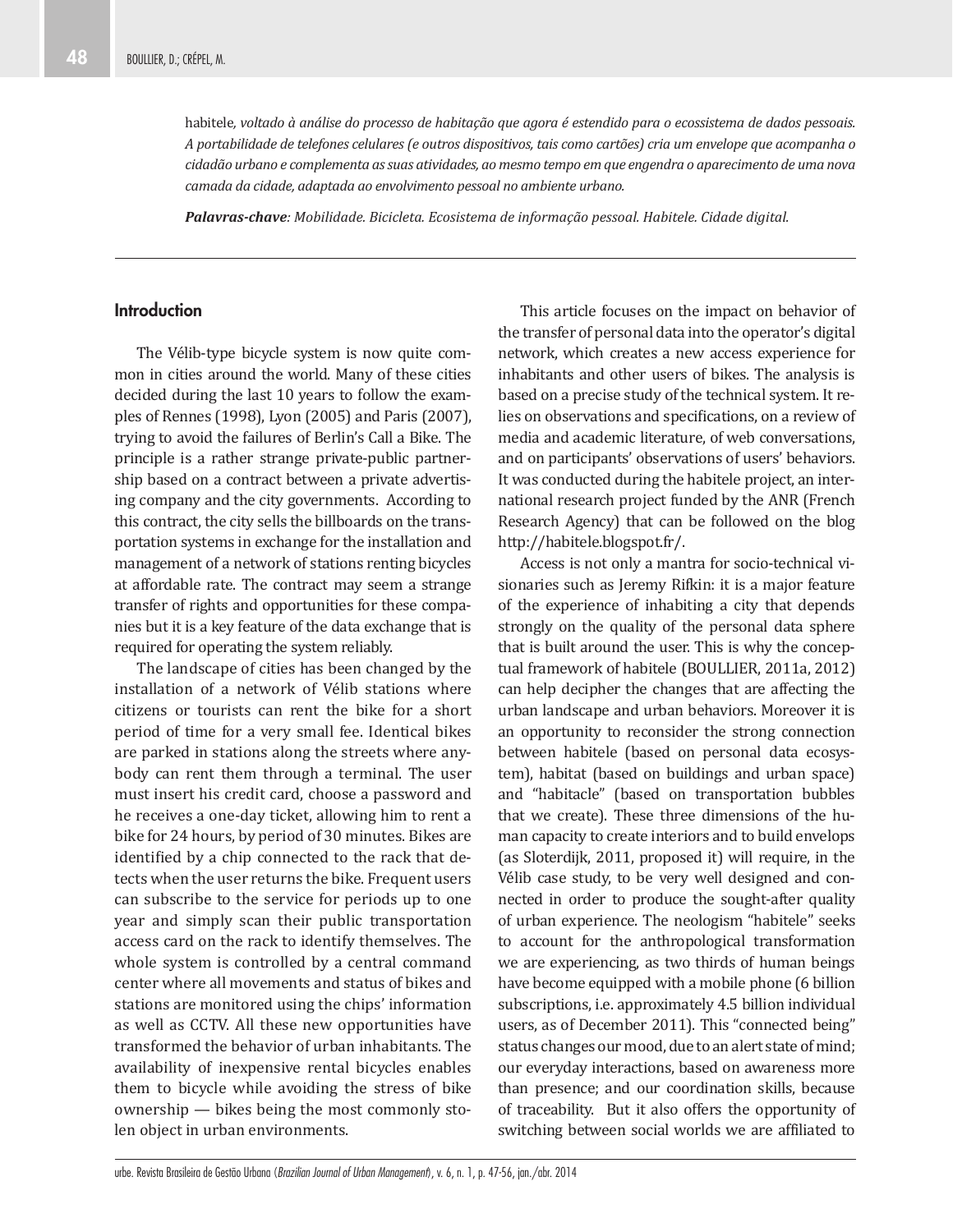habitele*, voltado à análise do processo de habitação que agora é estendido para o ecossistema de dados pessoais. A portabilidade de telefones celulares (e outros dispositivos, tais como cartões) cria um envelope que acompanha o cidadão urbano e complementa as suas atividades, ao mesmo tempo em que engendra o aparecimento de uma nova camada da cidade, adaptada ao envolvimento pessoal no ambiente urbano.*

***Palavras-chave****: Mobilidade. Bicicleta. Ecosistema de informação pessoal. Habitele. Cidade digital.*

---

## Introduction

The Vélib-type bicycle system is now quite common in cities around the world. Many of these cities decided during the last 10 years to follow the examples of Rennes (1998), Lyon (2005) and Paris (2007), trying to avoid the failures of Berlin's Call a Bike. The principle is a rather strange private-public partnership based on a contract between a private advertising company and the city governments. According to this contract, the city sells the billboards on the transportation systems in exchange for the installation and management of a network of stations renting bicycles at affordable rate. The contract may seem a strange transfer of rights and opportunities for these companies but it is a key feature of the data exchange that is required for operating the system reliably.

The landscape of cities has been changed by the installation of a network of Vélib stations where citizens or tourists can rent the bike for a short period of time for a very small fee. Identical bikes are parked in stations along the streets where anybody can rent them through a terminal. The user must insert his credit card, choose a password and he receives a one-day ticket, allowing him to rent a bike for 24 hours, by period of 30 minutes. Bikes are identified by a chip connected to the rack that detects when the user returns the bike. Frequent users can subscribe to the service for periods up to one year and simply scan their public transportation access card on the rack to identify themselves. The whole system is controlled by a central command center where all movements and status of bikes and stations are monitored using the chips' information as well as CCTV. All these new opportunities have transformed the behavior of urban inhabitants. The availability of inexpensive rental bicycles enables them to bicycle while avoiding the stress of bike ownership — bikes being the most commonly stolen object in urban environments.

This article focuses on the impact on behavior of the transfer of personal data into the operator's digital network, which creates a new access experience for inhabitants and other users of bikes. The analysis is based on a precise study of the technical system. It relies on observations and specifications, on a review of media and academic literature, of web conversations, and on participants' observations of users' behaviors. It was conducted during the habitele project, an international research project funded by the ANR (French Research Agency) that can be followed on the blog http://habitele.blogspot.fr/.

Access is not only a mantra for socio-technical visionaries such as Jeremy Rifkin: it is a major feature of the experience of inhabiting a city that depends strongly on the quality of the personal data sphere that is built around the user. This is why the conceptual framework of habitele (BOULLIER, 2011a, 2012) can help decipher the changes that are affecting the urban landscape and urban behaviors. Moreover it is an opportunity to reconsider the strong connection between habitele (based on personal data ecosystem), habitat (based on buildings and urban space) and "habitacle" (based on transportation bubbles that we create). These three dimensions of the human capacity to create interiors and to build envelops (as Sloterdijk, 2011, proposed it) will require, in the Vélib case study, to be very well designed and connected in order to produce the sought-after quality of urban experience. The neologism "habitele" seeks to account for the anthropological transformation we are experiencing, as two thirds of human beings have become equipped with a mobile phone (6 billion subscriptions, i.e. approximately 4.5 billion individual users, as of December 2011). This "connected being" status changes our mood, due to an alert state of mind; our everyday interactions, based on awareness more than presence; and our coordination skills, because of traceability. But it also offers the opportunity of switching between social worlds we are affiliated to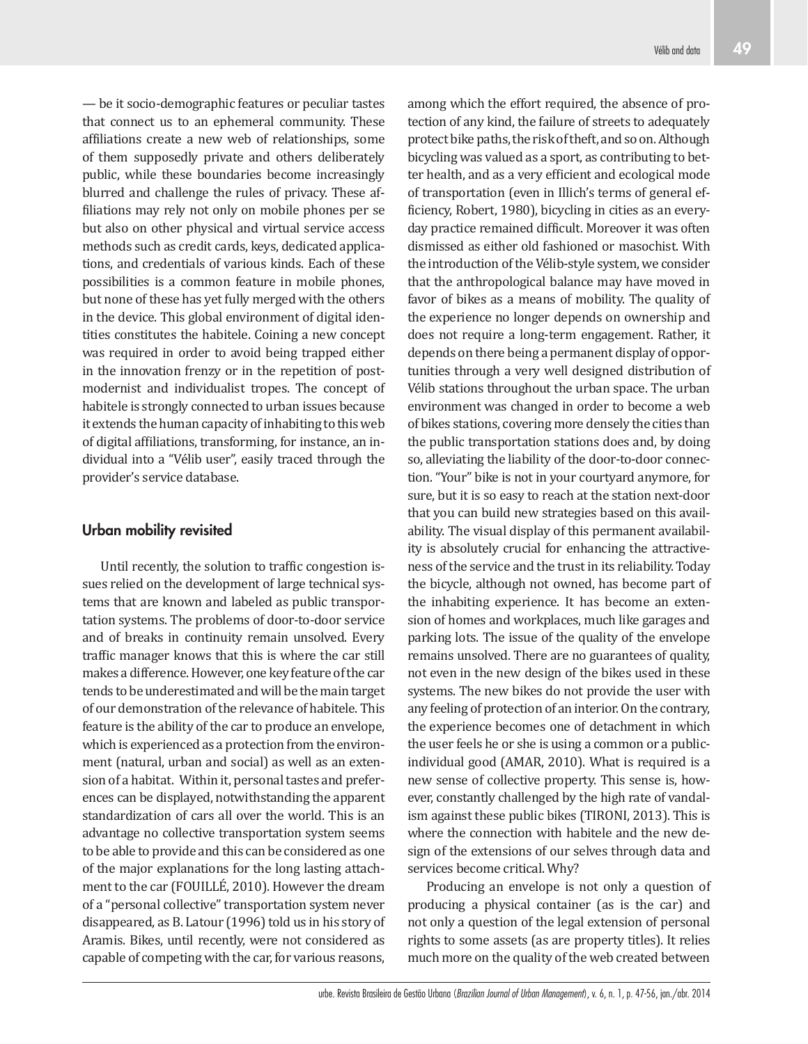— be it socio-demographic features or peculiar tastes that connect us to an ephemeral community. These affiliations create a new web of relationships, some of them supposedly private and others deliberately public, while these boundaries become increasingly blurred and challenge the rules of privacy. These affiliations may rely not only on mobile phones per se but also on other physical and virtual service access methods such as credit cards, keys, dedicated applications, and credentials of various kinds. Each of these possibilities is a common feature in mobile phones, but none of these has yet fully merged with the others in the device. This global environment of digital identities constitutes the habitele. Coining a new concept was required in order to avoid being trapped either in the innovation frenzy or in the repetition of postmodernist and individualist tropes. The concept of habitele is strongly connected to urban issues because it extends the human capacity of inhabiting to this web of digital affiliations, transforming, for instance, an individual into a "Vélib user", easily traced through the provider's service database.

## Urban mobility revisited

Until recently, the solution to traffic congestion issues relied on the development of large technical systems that are known and labeled as public transportation systems. The problems of door-to-door service and of breaks in continuity remain unsolved. Every traffic manager knows that this is where the car still makes a difference. However, one key feature of the car tends to be underestimated and will be the main target of our demonstration of the relevance of habitele. This feature is the ability of the car to produce an envelope, which is experienced as a protection from the environment (natural, urban and social) as well as an extension of a habitat. Within it, personal tastes and preferences can be displayed, notwithstanding the apparent standardization of cars all over the world. This is an advantage no collective transportation system seems to be able to provide and this can be considered as one of the major explanations for the long lasting attachment to the car (FOUILLÉ, 2010). However the dream of a "personal collective" transportation system never disappeared, as B. Latour (1996) told us in his story of Aramis. Bikes, until recently, were not considered as capable of competing with the car, for various reasons, among which the effort required, the absence of protection of any kind, the failure of streets to adequately protect bike paths, the risk of theft, and so on. Although bicycling was valued as a sport, as contributing to better health, and as a very efficient and ecological mode of transportation (even in Illich's terms of general efficiency, Robert, 1980), bicycling in cities as an everyday practice remained difficult. Moreover it was often dismissed as either old fashioned or masochist. With the introduction of the Vélib-style system, we consider that the anthropological balance may have moved in favor of bikes as a means of mobility. The quality of the experience no longer depends on ownership and does not require a long-term engagement. Rather, it depends on there being a permanent display of opportunities through a very well designed distribution of Vélib stations throughout the urban space. The urban environment was changed in order to become a web of bikes stations, covering more densely the cities than the public transportation stations does and, by doing so, alleviating the liability of the door-to-door connection. "Your" bike is not in your courtyard anymore, for sure, but it is so easy to reach at the station next-door that you can build new strategies based on this availability. The visual display of this permanent availability is absolutely crucial for enhancing the attractiveness of the service and the trust in its reliability. Today the bicycle, although not owned, has become part of the inhabiting experience. It has become an extension of homes and workplaces, much like garages and parking lots. The issue of the quality of the envelope remains unsolved. There are no guarantees of quality, not even in the new design of the bikes used in these systems. The new bikes do not provide the user with any feeling of protection of an interior. On the contrary, the experience becomes one of detachment in which the user feels he or she is using a common or a public-individual good (AMAR, 2010). What is required is a new sense of collective property. This sense is, however, constantly challenged by the high rate of vandalism against these public bikes (TIRONI, 2013). This is where the connection with habitele and the new design of the extensions of our selves through data and services become critical. Why?

Producing an envelope is not only a question of producing a physical container (as is the car) and not only a question of the legal extension of personal rights to some assets (as are property titles). It relies much more on the quality of the web created between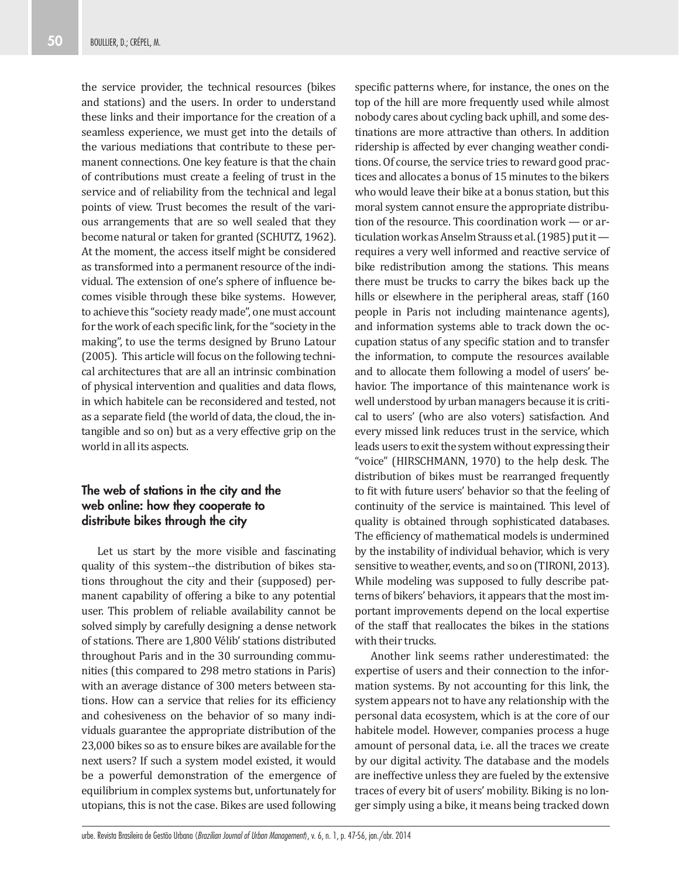the service provider, the technical resources (bikes and stations) and the users. In order to understand these links and their importance for the creation of a seamless experience, we must get into the details of the various mediations that contribute to these permanent connections. One key feature is that the chain of contributions must create a feeling of trust in the service and of reliability from the technical and legal points of view. Trust becomes the result of the various arrangements that are so well sealed that they become natural or taken for granted (SCHUTZ, 1962). At the moment, the access itself might be considered as transformed into a permanent resource of the individual. The extension of one's sphere of influence becomes visible through these bike systems. However, to achieve this "society ready made", one must account for the work of each specific link, for the "society in the making", to use the terms designed by Bruno Latour (2005). This article will focus on the following technical architectures that are all an intrinsic combination of physical intervention and qualities and data flows, in which habitele can be reconsidered and tested, not as a separate field (the world of data, the cloud, the intangible and so on) but as a very effective grip on the world in all its aspects.

## The web of stations in the city and the web online: how they cooperate to distribute bikes through the city

Let us start by the more visible and fascinating quality of this system--the distribution of bikes stations throughout the city and their (supposed) permanent capability of offering a bike to any potential user. This problem of reliable availability cannot be solved simply by carefully designing a dense network of stations. There are 1,800 Vélib' stations distributed throughout Paris and in the 30 surrounding communities (this compared to 298 metro stations in Paris) with an average distance of 300 meters between stations. How can a service that relies for its efficiency and cohesiveness on the behavior of so many individuals guarantee the appropriate distribution of the 23,000 bikes so as to ensure bikes are available for the next users? If such a system model existed, it would be a powerful demonstration of the emergence of equilibrium in complex systems but, unfortunately for utopians, this is not the case. Bikes are used following specific patterns where, for instance, the ones on the top of the hill are more frequently used while almost nobody cares about cycling back uphill, and some destinations are more attractive than others. In addition ridership is affected by ever changing weather conditions. Of course, the service tries to reward good practices and allocates a bonus of 15 minutes to the bikers who would leave their bike at a bonus station, but this moral system cannot ensure the appropriate distribution of the resource. This coordination work — or articulation work as Anselm Strauss et al. (1985) put it — requires a very well informed and reactive service of bike redistribution among the stations. This means there must be trucks to carry the bikes back up the hills or elsewhere in the peripheral areas, staff (160 people in Paris not including maintenance agents), and information systems able to track down the occupation status of any specific station and to transfer the information, to compute the resources available and to allocate them following a model of users' behavior. The importance of this maintenance work is well understood by urban managers because it is critical to users' (who are also voters) satisfaction. And every missed link reduces trust in the service, which leads users to exit the system without expressing their "voice" (HIRSCHMANN, 1970) to the help desk. The distribution of bikes must be rearranged frequently to fit with future users' behavior so that the feeling of continuity of the service is maintained. This level of quality is obtained through sophisticated databases. The efficiency of mathematical models is undermined by the instability of individual behavior, which is very sensitive to weather, events, and so on (TIRONI, 2013). While modeling was supposed to fully describe patterns of bikers' behaviors, it appears that the most important improvements depend on the local expertise of the staff that reallocates the bikes in the stations with their trucks.

Another link seems rather underestimated: the expertise of users and their connection to the information systems. By not accounting for this link, the system appears not to have any relationship with the personal data ecosystem, which is at the core of our habitele model. However, companies process a huge amount of personal data, i.e. all the traces we create by our digital activity. The database and the models are ineffective unless they are fueled by the extensive traces of every bit of users' mobility. Biking is no longer simply using a bike, it means being tracked down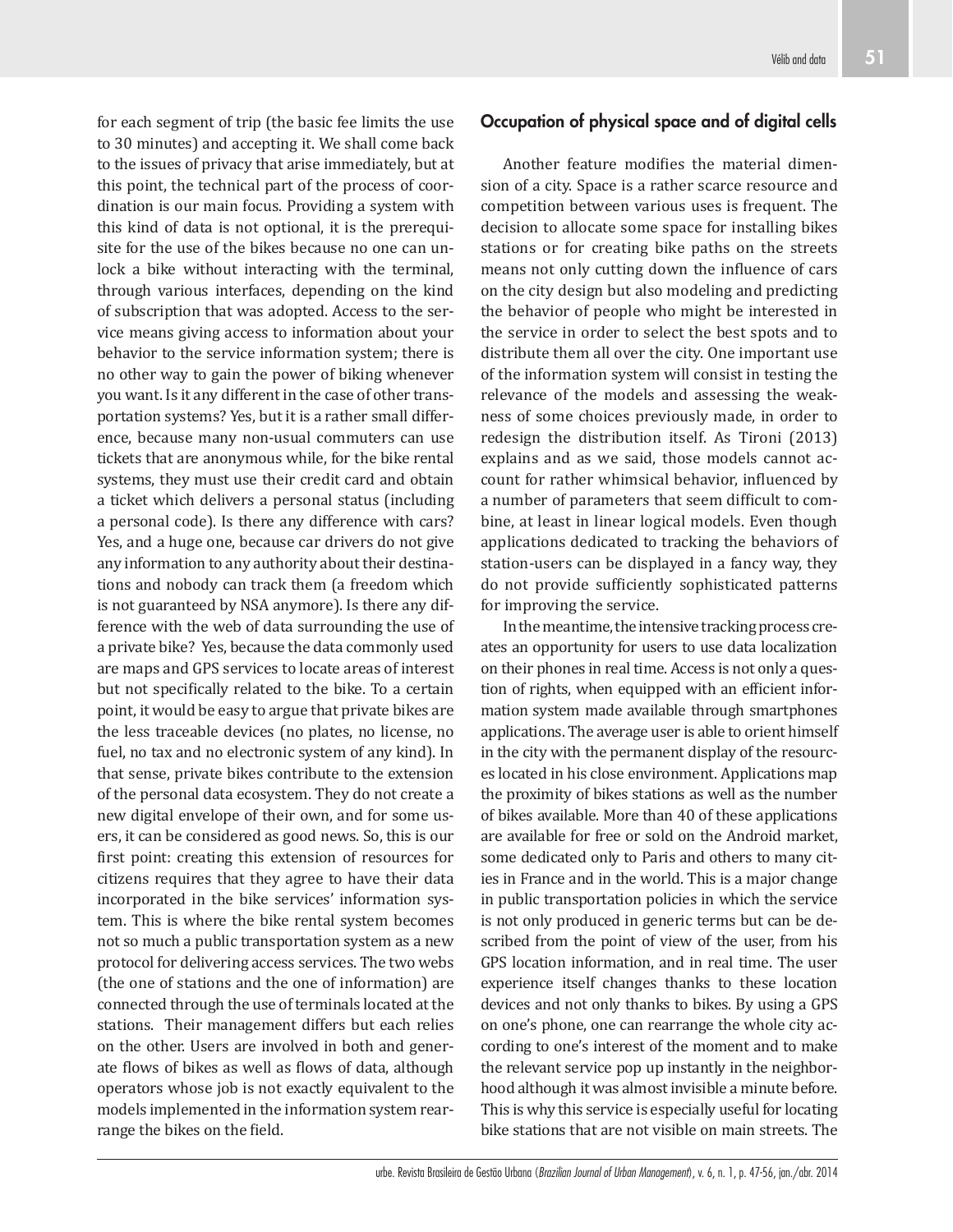for each segment of trip (the basic fee limits the use to 30 minutes) and accepting it. We shall come back to the issues of privacy that arise immediately, but at this point, the technical part of the process of coordination is our main focus. Providing a system with this kind of data is not optional, it is the prerequisite for the use of the bikes because no one can unlock a bike without interacting with the terminal, through various interfaces, depending on the kind of subscription that was adopted. Access to the service means giving access to information about your behavior to the service information system; there is no other way to gain the power of biking whenever you want. Is it any different in the case of other transportation systems? Yes, but it is a rather small difference, because many non-usual commuters can use tickets that are anonymous while, for the bike rental systems, they must use their credit card and obtain a ticket which delivers a personal status (including a personal code). Is there any difference with cars? Yes, and a huge one, because car drivers do not give any information to any authority about their destinations and nobody can track them (a freedom which is not guaranteed by NSA anymore). Is there any difference with the web of data surrounding the use of a private bike? Yes, because the data commonly used are maps and GPS services to locate areas of interest but not specifically related to the bike. To a certain point, it would be easy to argue that private bikes are the less traceable devices (no plates, no license, no fuel, no tax and no electronic system of any kind). In that sense, private bikes contribute to the extension of the personal data ecosystem. They do not create a new digital envelope of their own, and for some users, it can be considered as good news. So, this is our first point: creating this extension of resources for citizens requires that they agree to have their data incorporated in the bike services' information system. This is where the bike rental system becomes not so much a public transportation system as a new protocol for delivering access services. The two webs (the one of stations and the one of information) are connected through the use of terminals located at the stations. Their management differs but each relies on the other. Users are involved in both and generate flows of bikes as well as flows of data, although operators whose job is not exactly equivalent to the models implemented in the information system rearrange the bikes on the field.

## Occupation of physical space and of digital cells

Another feature modifies the material dimension of a city. Space is a rather scarce resource and competition between various uses is frequent. The decision to allocate some space for installing bikes stations or for creating bike paths on the streets means not only cutting down the influence of cars on the city design but also modeling and predicting the behavior of people who might be interested in the service in order to select the best spots and to distribute them all over the city. One important use of the information system will consist in testing the relevance of the models and assessing the weakness of some choices previously made, in order to redesign the distribution itself. As Tironi (2013) explains and as we said, those models cannot account for rather whimsical behavior, influenced by a number of parameters that seem difficult to combine, at least in linear logical models. Even though applications dedicated to tracking the behaviors of station-users can be displayed in a fancy way, they do not provide sufficiently sophisticated patterns for improving the service.

In the meantime, the intensive tracking process creates an opportunity for users to use data localization on their phones in real time. Access is not only a question of rights, when equipped with an efficient information system made available through smartphones applications. The average user is able to orient himself in the city with the permanent display of the resources located in his close environment. Applications map the proximity of bikes stations as well as the number of bikes available. More than 40 of these applications are available for free or sold on the Android market, some dedicated only to Paris and others to many cities in France and in the world. This is a major change in public transportation policies in which the service is not only produced in generic terms but can be described from the point of view of the user, from his GPS location information, and in real time. The user experience itself changes thanks to these location devices and not only thanks to bikes. By using a GPS on one's phone, one can rearrange the whole city according to one's interest of the moment and to make the relevant service pop up instantly in the neighborhood although it was almost invisible a minute before. This is why this service is especially useful for locating bike stations that are not visible on main streets. The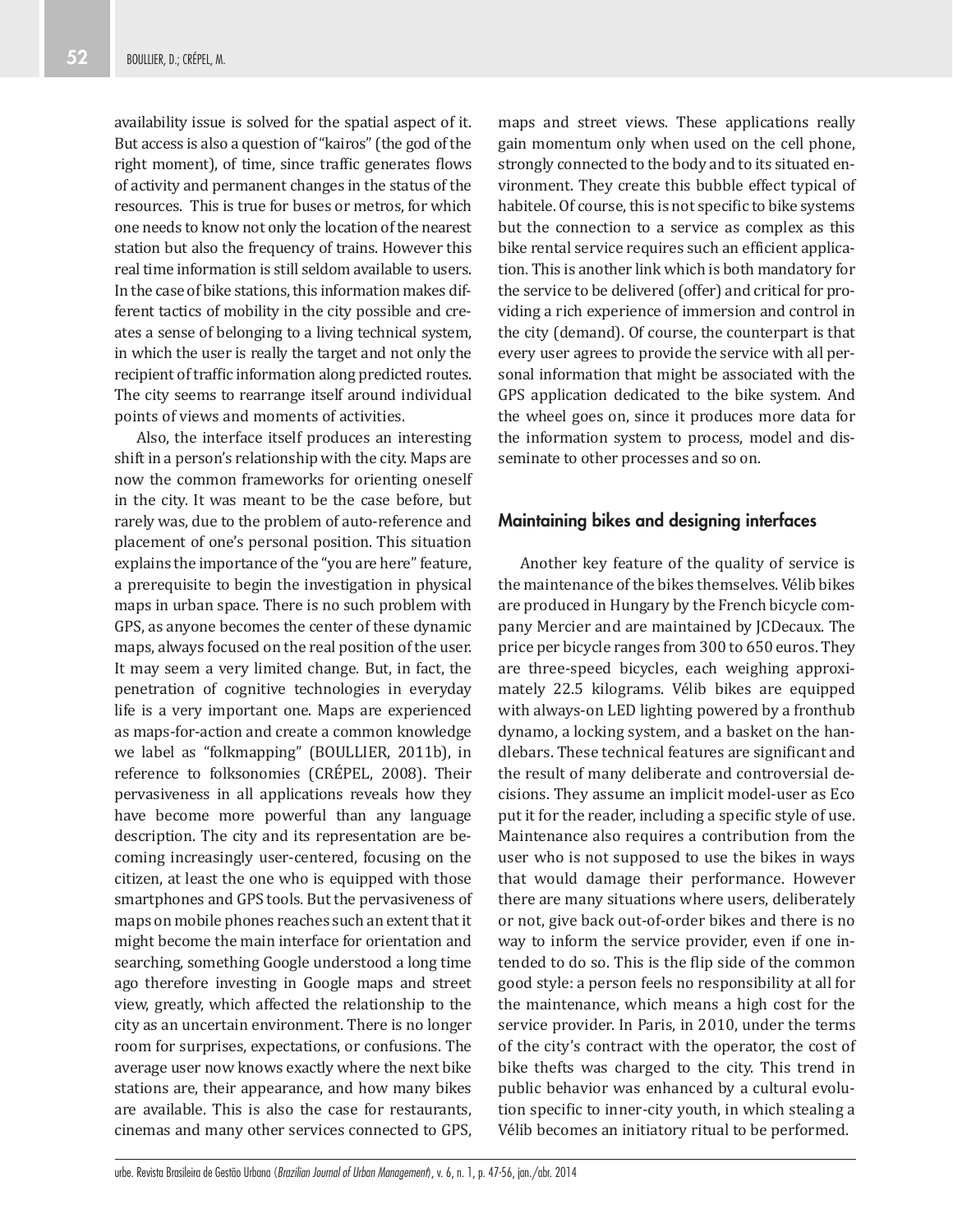availability issue is solved for the spatial aspect of it. But access is also a question of "kairos" (the god of the right moment), of time, since traffic generates flows of activity and permanent changes in the status of the resources. This is true for buses or metros, for which one needs to know not only the location of the nearest station but also the frequency of trains. However this real time information is still seldom available to users. In the case of bike stations, this information makes different tactics of mobility in the city possible and creates a sense of belonging to a living technical system, in which the user is really the target and not only the recipient of traffic information along predicted routes. The city seems to rearrange itself around individual points of views and moments of activities.

Also, the interface itself produces an interesting shift in a person's relationship with the city. Maps are now the common frameworks for orienting oneself in the city. It was meant to be the case before, but rarely was, due to the problem of auto-reference and placement of one's personal position. This situation explains the importance of the "you are here" feature, a prerequisite to begin the investigation in physical maps in urban space. There is no such problem with GPS, as anyone becomes the center of these dynamic maps, always focused on the real position of the user. It may seem a very limited change. But, in fact, the penetration of cognitive technologies in everyday life is a very important one. Maps are experienced as maps-for-action and create a common knowledge we label as "folkmapping" (BOULLIER, 2011b), in reference to folksonomies (CRÉPEL, 2008). Their pervasiveness in all applications reveals how they have become more powerful than any language description. The city and its representation are becoming increasingly user-centered, focusing on the citizen, at least the one who is equipped with those smartphones and GPS tools. But the pervasiveness of maps on mobile phones reaches such an extent that it might become the main interface for orientation and searching, something Google understood a long time ago therefore investing in Google maps and street view, greatly, which affected the relationship to the city as an uncertain environment. There is no longer room for surprises, expectations, or confusions. The average user now knows exactly where the next bike stations are, their appearance, and how many bikes are available. This is also the case for restaurants, cinemas and many other services connected to GPS, maps and street views. These applications really gain momentum only when used on the cell phone, strongly connected to the body and to its situated environment. They create this bubble effect typical of habitele. Of course, this is not specific to bike systems but the connection to a service as complex as this bike rental service requires such an efficient application. This is another link which is both mandatory for the service to be delivered (offer) and critical for providing a rich experience of immersion and control in the city (demand). Of course, the counterpart is that every user agrees to provide the service with all personal information that might be associated with the GPS application dedicated to the bike system. And the wheel goes on, since it produces more data for the information system to process, model and disseminate to other processes and so on.

## Maintaining bikes and designing interfaces

Another key feature of the quality of service is the maintenance of the bikes themselves. Vélib bikes are produced in Hungary by the French bicycle company Mercier and are maintained by JCDecaux. The price per bicycle ranges from 300 to 650 euros. They are three-speed bicycles, each weighing approximately 22.5 kilograms. Vélib bikes are equipped with always-on LED lighting powered by a fronthub dynamo, a locking system, and a basket on the handlebars. These technical features are significant and the result of many deliberate and controversial decisions. They assume an implicit model-user as Eco put it for the reader, including a specific style of use. Maintenance also requires a contribution from the user who is not supposed to use the bikes in ways that would damage their performance. However there are many situations where users, deliberately or not, give back out-of-order bikes and there is no way to inform the service provider, even if one intended to do so. This is the flip side of the common good style: a person feels no responsibility at all for the maintenance, which means a high cost for the service provider. In Paris, in 2010, under the terms of the city's contract with the operator, the cost of bike thefts was charged to the city. This trend in public behavior was enhanced by a cultural evolution specific to inner-city youth, in which stealing a Vélib becomes an initiatory ritual to be performed.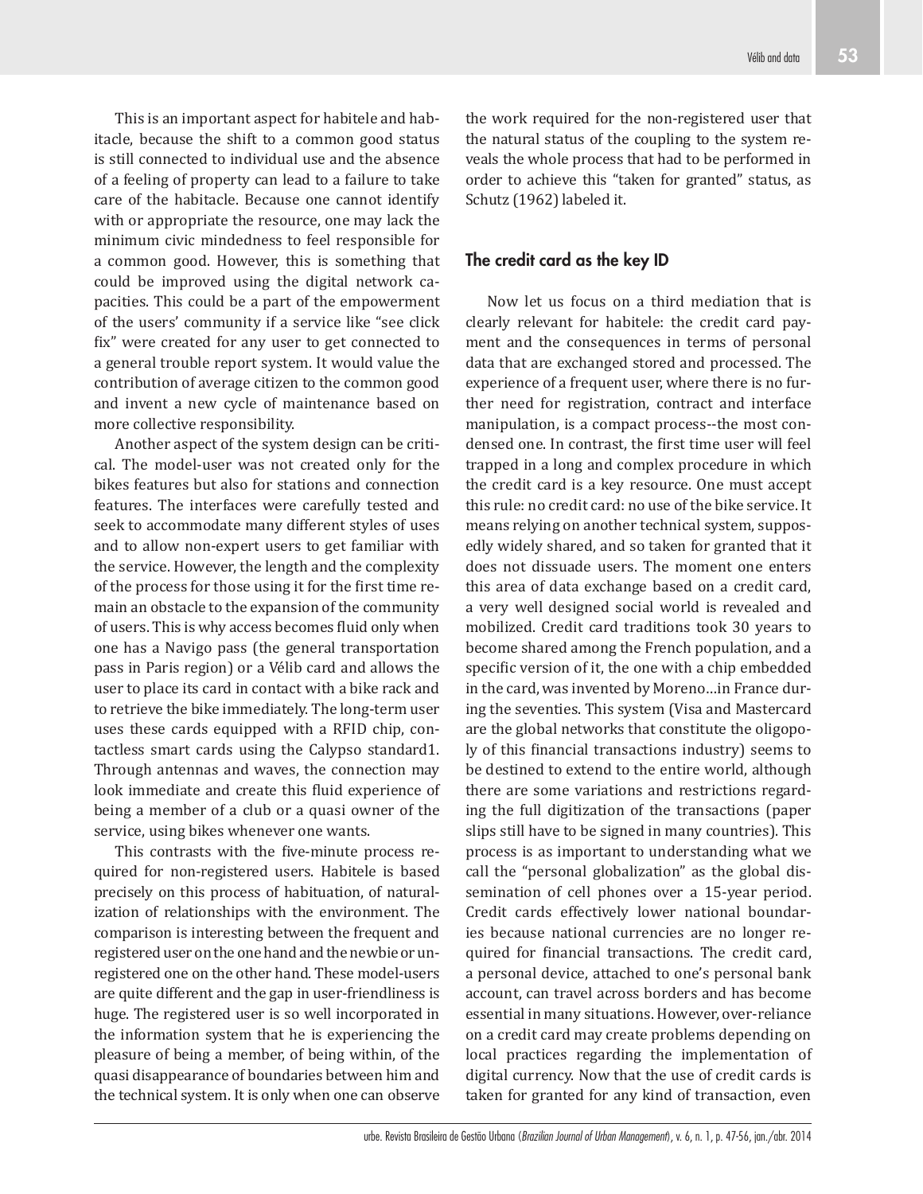This is an important aspect for habitele and habitacle, because the shift to a common good status is still connected to individual use and the absence of a feeling of property can lead to a failure to take care of the habitacle. Because one cannot identify with or appropriate the resource, one may lack the minimum civic mindedness to feel responsible for a common good. However, this is something that could be improved using the digital network capacities. This could be a part of the empowerment of the users' community if a service like "see click fix" were created for any user to get connected to a general trouble report system. It would value the contribution of average citizen to the common good and invent a new cycle of maintenance based on more collective responsibility.

Another aspect of the system design can be critical. The model-user was not created only for the bikes features but also for stations and connection features. The interfaces were carefully tested and seek to accommodate many different styles of uses and to allow non-expert users to get familiar with the service. However, the length and the complexity of the process for those using it for the first time remain an obstacle to the expansion of the community of users. This is why access becomes fluid only when one has a Navigo pass (the general transportation pass in Paris region) or a Vélib card and allows the user to place its card in contact with a bike rack and to retrieve the bike immediately. The long-term user uses these cards equipped with a RFID chip, contactless smart cards using the Calypso standard1. Through antennas and waves, the connection may look immediate and create this fluid experience of being a member of a club or a quasi owner of the service, using bikes whenever one wants.

This contrasts with the five-minute process required for non-registered users. Habitele is based precisely on this process of habituation, of naturalization of relationships with the environment. The comparison is interesting between the frequent and registered user on the one hand and the newbie or unregistered one on the other hand. These model-users are quite different and the gap in user-friendliness is huge. The registered user is so well incorporated in the information system that he is experiencing the pleasure of being a member, of being within, of the quasi disappearance of boundaries between him and the technical system. It is only when one can observe the work required for the non-registered user that the natural status of the coupling to the system reveals the whole process that had to be performed in order to achieve this "taken for granted" status, as Schutz (1962) labeled it.

## The credit card as the key ID

Now let us focus on a third mediation that is clearly relevant for habitele: the credit card payment and the consequences in terms of personal data that are exchanged stored and processed. The experience of a frequent user, where there is no further need for registration, contract and interface manipulation, is a compact process--the most condensed one. In contrast, the first time user will feel trapped in a long and complex procedure in which the credit card is a key resource. One must accept this rule: no credit card: no use of the bike service. It means relying on another technical system, supposedly widely shared, and so taken for granted that it does not dissuade users. The moment one enters this area of data exchange based on a credit card, a very well designed social world is revealed and mobilized. Credit card traditions took 30 years to become shared among the French population, and a specific version of it, the one with a chip embedded in the card, was invented by Moreno…in France during the seventies. This system (Visa and Mastercard are the global networks that constitute the oligopoly of this financial transactions industry) seems to be destined to extend to the entire world, although there are some variations and restrictions regarding the full digitization of the transactions (paper slips still have to be signed in many countries). This process is as important to understanding what we call the "personal globalization" as the global dissemination of cell phones over a 15-year period. Credit cards effectively lower national boundaries because national currencies are no longer required for financial transactions. The credit card, a personal device, attached to one's personal bank account, can travel across borders and has become essential in many situations. However, over-reliance on a credit card may create problems depending on local practices regarding the implementation of digital currency. Now that the use of credit cards is taken for granted for any kind of transaction, even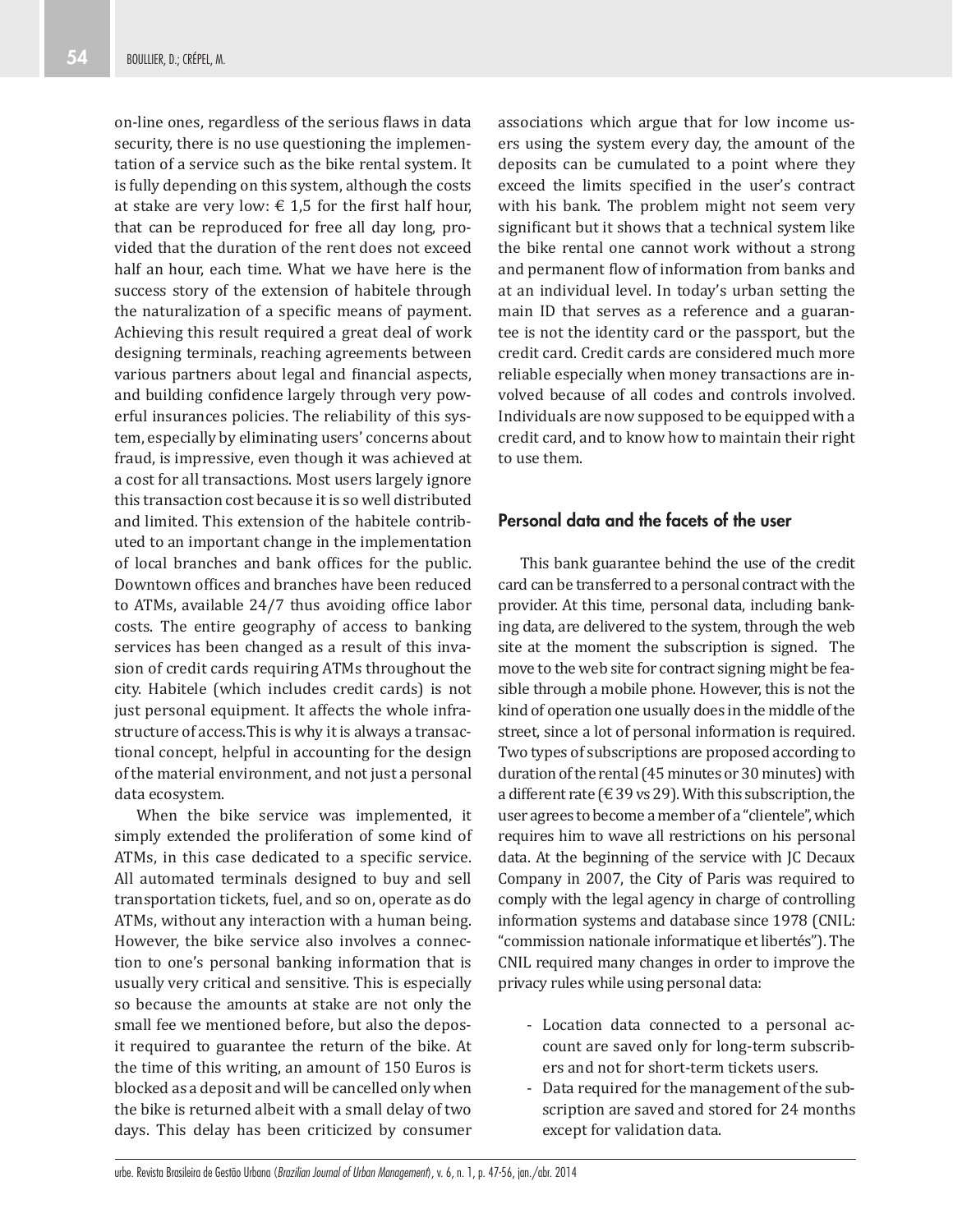on-line ones, regardless of the serious flaws in data security, there is no use questioning the implementation of a service such as the bike rental system. It is fully depending on this system, although the costs at stake are very low: € 1,5 for the first half hour, that can be reproduced for free all day long, provided that the duration of the rent does not exceed half an hour, each time. What we have here is the success story of the extension of habitele through the naturalization of a specific means of payment. Achieving this result required a great deal of work designing terminals, reaching agreements between various partners about legal and financial aspects, and building confidence largely through very powerful insurances policies. The reliability of this system, especially by eliminating users' concerns about fraud, is impressive, even though it was achieved at a cost for all transactions. Most users largely ignore this transaction cost because it is so well distributed and limited. This extension of the habitele contributed to an important change in the implementation of local branches and bank offices for the public. Downtown offices and branches have been reduced to ATMs, available 24/7 thus avoiding office labor costs. The entire geography of access to banking services has been changed as a result of this invasion of credit cards requiring ATMs throughout the city. Habitele (which includes credit cards) is not just personal equipment. It affects the whole infrastructure of access.This is why it is always a transactional concept, helpful in accounting for the design of the material environment, and not just a personal data ecosystem.

When the bike service was implemented, it simply extended the proliferation of some kind of ATMs, in this case dedicated to a specific service. All automated terminals designed to buy and sell transportation tickets, fuel, and so on, operate as do ATMs, without any interaction with a human being. However, the bike service also involves a connection to one's personal banking information that is usually very critical and sensitive. This is especially so because the amounts at stake are not only the small fee we mentioned before, but also the deposit required to guarantee the return of the bike. At the time of this writing, an amount of 150 Euros is blocked as a deposit and will be cancelled only when the bike is returned albeit with a small delay of two days. This delay has been criticized by consumer associations which argue that for low income users using the system every day, the amount of the deposits can be cumulated to a point where they exceed the limits specified in the user's contract with his bank. The problem might not seem very significant but it shows that a technical system like the bike rental one cannot work without a strong and permanent flow of information from banks and at an individual level. In today's urban setting the main ID that serves as a reference and a guarantee is not the identity card or the passport, but the credit card. Credit cards are considered much more reliable especially when money transactions are involved because of all codes and controls involved. Individuals are now supposed to be equipped with a credit card, and to know how to maintain their right to use them.

## Personal data and the facets of the user

This bank guarantee behind the use of the credit card can be transferred to a personal contract with the provider. At this time, personal data, including banking data, are delivered to the system, through the web site at the moment the subscription is signed. The move to the web site for contract signing might be feasible through a mobile phone. However, this is not the kind of operation one usually does in the middle of the street, since a lot of personal information is required. Two types of subscriptions are proposed according to duration of the rental (45 minutes or 30 minutes) with a different rate (€ 39 vs 29). With this subscription, the user agrees to become a member of a "clientele", which requires him to wave all restrictions on his personal data. At the beginning of the service with JC Decaux Company in 2007, the City of Paris was required to comply with the legal agency in charge of controlling information systems and database since 1978 (CNIL: "commission nationale informatique et libertés"). The CNIL required many changes in order to improve the privacy rules while using personal data:

- Location data connected to a personal account are saved only for long-term subscribers and not for short-term tickets users.
- Data required for the management of the subscription are saved and stored for 24 months except for validation data.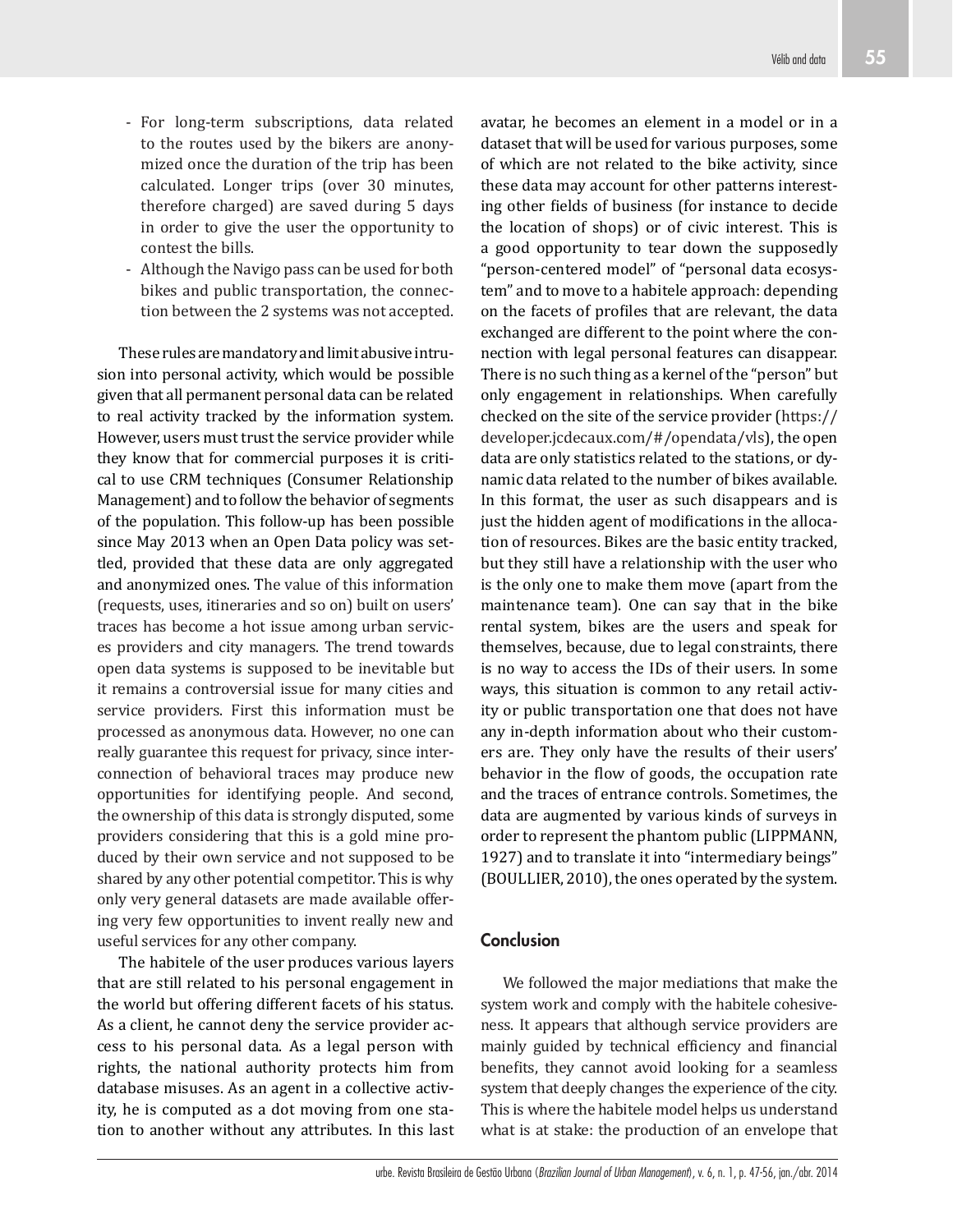- For long-term subscriptions, data related to the routes used by the bikers are anonymized once the duration of the trip has been calculated. Longer trips (over 30 minutes, therefore charged) are saved during 5 days in order to give the user the opportunity to contest the bills.
- Although the Navigo pass can be used for both bikes and public transportation, the connection between the 2 systems was not accepted.

These rules are mandatory and limit abusive intrusion into personal activity, which would be possible given that all permanent personal data can be related to real activity tracked by the information system. However, users must trust the service provider while they know that for commercial purposes it is critical to use CRM techniques (Consumer Relationship Management) and to follow the behavior of segments of the population. This follow-up has been possible since May 2013 when an Open Data policy was settled, provided that these data are only aggregated and anonymized ones. The value of this information (requests, uses, itineraries and so on) built on users' traces has become a hot issue among urban services providers and city managers. The trend towards open data systems is supposed to be inevitable but it remains a controversial issue for many cities and service providers. First this information must be processed as anonymous data. However, no one can really guarantee this request for privacy, since interconnection of behavioral traces may produce new opportunities for identifying people. And second, the ownership of this data is strongly disputed, some providers considering that this is a gold mine produced by their own service and not supposed to be shared by any other potential competitor. This is why only very general datasets are made available offering very few opportunities to invent really new and useful services for any other company.

The habitele of the user produces various layers that are still related to his personal engagement in the world but offering different facets of his status. As a client, he cannot deny the service provider access to his personal data. As a legal person with rights, the national authority protects him from database misuses. As an agent in a collective activity, he is computed as a dot moving from one station to another without any attributes. In this last avatar, he becomes an element in a model or in a dataset that will be used for various purposes, some of which are not related to the bike activity, since these data may account for other patterns interesting other fields of business (for instance to decide the location of shops) or of civic interest. This is a good opportunity to tear down the supposedly "person-centered model" of "personal data ecosystem" and to move to a habitele approach: depending on the facets of profiles that are relevant, the data exchanged are different to the point where the connection with legal personal features can disappear. There is no such thing as a kernel of the "person" but only engagement in relationships. When carefully checked on the site of the service provider (https://developer.jcdecaux.com/#/opendata/vls), the open data are only statistics related to the stations, or dynamic data related to the number of bikes available. In this format, the user as such disappears and is just the hidden agent of modifications in the allocation of resources. Bikes are the basic entity tracked, but they still have a relationship with the user who is the only one to make them move (apart from the maintenance team). One can say that in the bike rental system, bikes are the users and speak for themselves, because, due to legal constraints, there is no way to access the IDs of their users. In some ways, this situation is common to any retail activity or public transportation one that does not have any in-depth information about who their customers are. They only have the results of their users' behavior in the flow of goods, the occupation rate and the traces of entrance controls. Sometimes, the data are augmented by various kinds of surveys in order to represent the phantom public (LIPPMANN, 1927) and to translate it into "intermediary beings" (BOULLIER, 2010), the ones operated by the system.

## Conclusion

We followed the major mediations that make the system work and comply with the habitele cohesiveness. It appears that although service providers are mainly guided by technical efficiency and financial benefits, they cannot avoid looking for a seamless system that deeply changes the experience of the city. This is where the habitele model helps us understand what is at stake: the production of an envelope that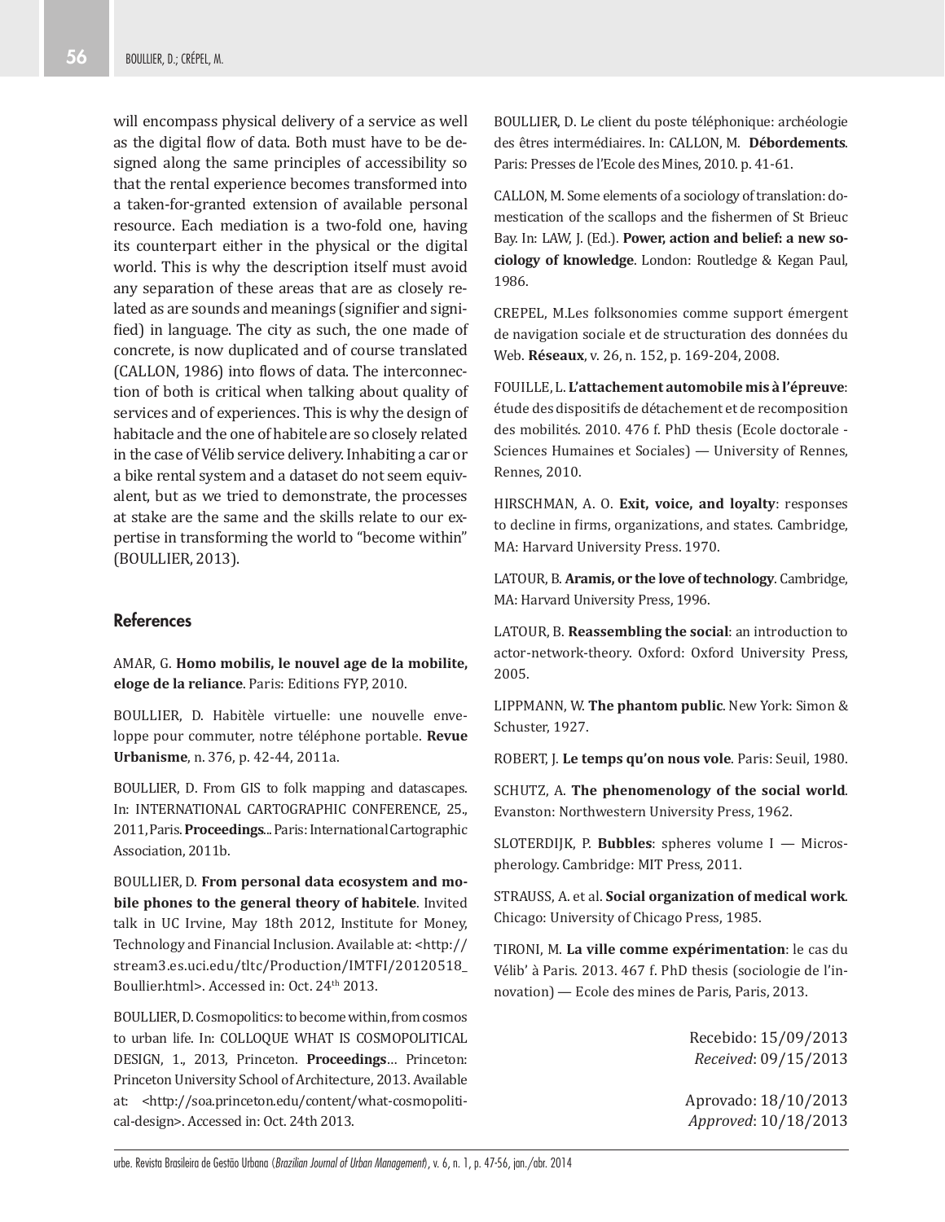will encompass physical delivery of a service as well as the digital flow of data. Both must have to be designed along the same principles of accessibility so that the rental experience becomes transformed into a taken-for-granted extension of available personal resource. Each mediation is a two-fold one, having its counterpart either in the physical or the digital world. This is why the description itself must avoid any separation of these areas that are as closely related as are sounds and meanings (signifier and signified) in language. The city as such, the one made of concrete, is now duplicated and of course translated (CALLON, 1986) into flows of data. The interconnection of both is critical when talking about quality of services and of experiences. This is why the design of habitacle and the one of habitele are so closely related in the case of Vélib service delivery. Inhabiting a car or a bike rental system and a dataset do not seem equivalent, but as we tried to demonstrate, the processes at stake are the same and the skills relate to our expertise in transforming the world to "become within" (BOULLIER, 2013).

## References

AMAR, G. **Homo mobilis, le nouvel age de la mobilite, eloge de la reliance**. Paris: Editions FYP, 2010.

BOULLIER, D. Habitèle virtuelle: une nouvelle enveloppe pour commuter, notre téléphone portable. **Revue Urbanisme**, n. 376, p. 42-44, 2011a.

BOULLIER, D. From GIS to folk mapping and datascapes. In: INTERNATIONAL CARTOGRAPHIC CONFERENCE, 25., 2011, Paris. **Proceedings**... Paris: International Cartographic Association, 2011b.

BOULLIER, D. **From personal data ecosystem and mobile phones to the general theory of habitele**. Invited talk in UC Irvine, May 18th 2012, Institute for Money, Technology and Financial Inclusion. Available at: <http://stream3.es.uci.edu/tltc/Production/IMTFI/20120518_Boullier.html>. Accessed in: Oct. 24th 2013.

BOULLIER, D. Cosmopolitics: to become within, from cosmos to urban life. In: COLLOQUE WHAT IS COSMOPOLITICAL DESIGN, 1., 2013, Princeton. **Proceedings**... Princeton: Princeton University School of Architecture, 2013. Available at: <http://soa.princeton.edu/content/what-cosmopolitical-design>. Accessed in: Oct. 24th 2013.

BOULLIER, D. Le client du poste téléphonique: archéologie des êtres intermédiaires. In: CALLON, M. **Débordements**. Paris: Presses de l'Ecole des Mines, 2010. p. 41-61.

CALLON, M. Some elements of a sociology of translation: domestication of the scallops and the fishermen of St Brieuc Bay. In: LAW, J. (Ed.). **Power, action and belief: a new sociology of knowledge**. London: Routledge & Kegan Paul, 1986.

CREPEL, M.Les folksonomies comme support émergent de navigation sociale et de structuration des données du Web. **Réseaux**, v. 26, n. 152, p. 169-204, 2008.

FOUILLE, L. **L'attachement automobile mis à l'épreuve**: étude des dispositifs de détachement et de recomposition des mobilités. 2010. 476 f. PhD thesis (Ecole doctorale - Sciences Humaines et Sociales) — University of Rennes, Rennes, 2010.

HIRSCHMAN, A. O. **Exit, voice, and loyalty**: responses to decline in firms, organizations, and states. Cambridge, MA: Harvard University Press. 1970.

LATOUR, B. **Aramis, or the love of technology**. Cambridge, MA: Harvard University Press, 1996.

LATOUR, B. **Reassembling the social**: an introduction to actor-network-theory. Oxford: Oxford University Press, 2005.

LIPPMANN, W. **The phantom public**. New York: Simon & Schuster, 1927.

ROBERT, J. **Le temps qu'on nous vole**. Paris: Seuil, 1980.

SCHUTZ, A. **The phenomenology of the social world**. Evanston: Northwestern University Press, 1962.

SLOTERDIJK, P. **Bubbles**: spheres volume I — Microspherology. Cambridge: MIT Press, 2011.

STRAUSS, A. et al. **Social organization of medical work**. Chicago: University of Chicago Press, 1985.

TIRONI, M. **La ville comme expérimentation**: le cas du Vélib' à Paris. 2013. 467 f. PhD thesis (sociologie de l'innovation) — Ecole des mines de Paris, Paris, 2013.

Recebido: 15/09/2013
*Received*: 09/15/2013

Aprovado: 18/10/2013
*Approved*: 10/18/2013